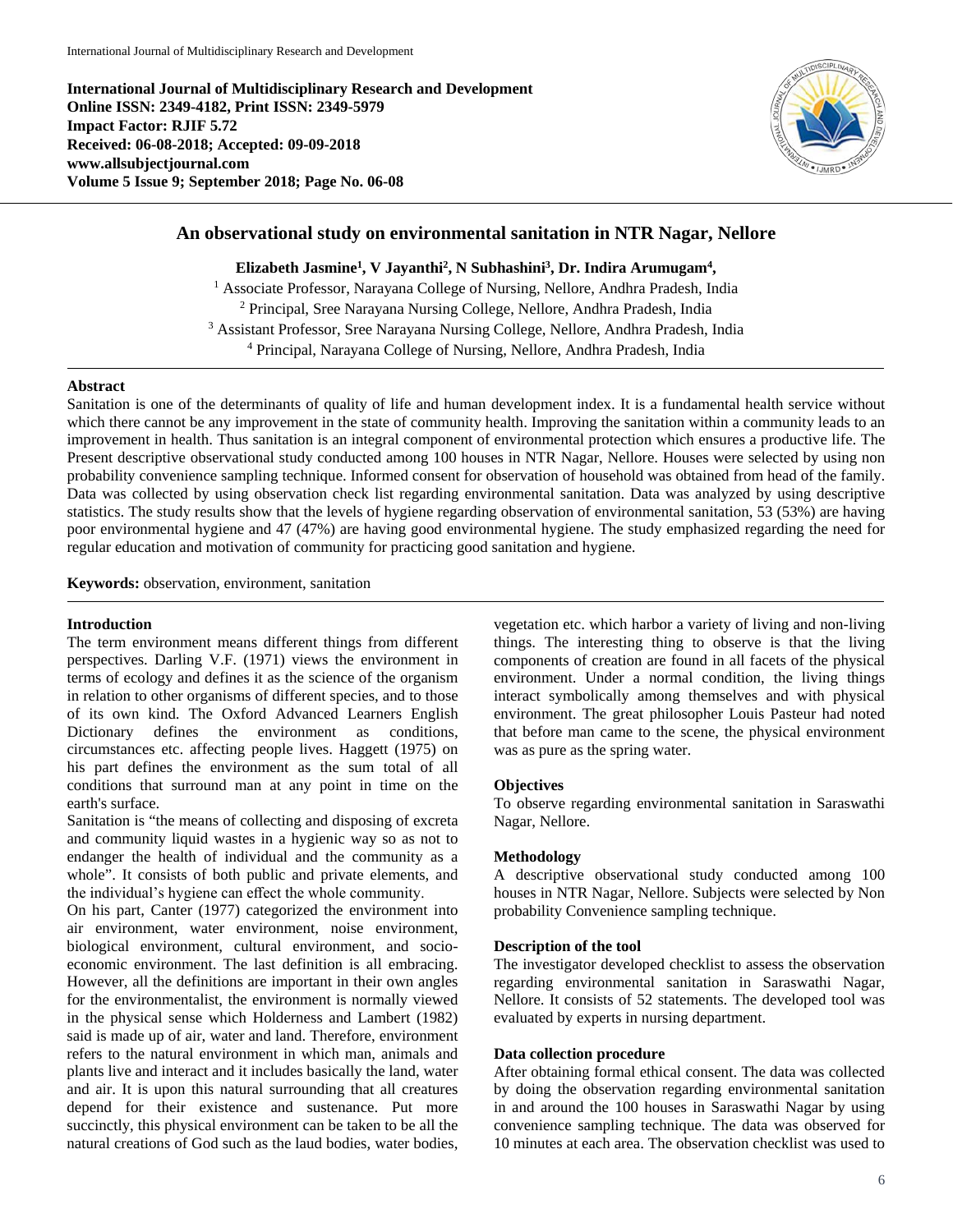International Journal of Multidisciplinary Research and Development
Online ISSN: 2349-4182, Print ISSN: 2349-5979
Impact Factor: RJIF 5.72
Received: 06-08-2018; Accepted: 09-09-2018
www.allsubjectjournal.com
Volume 5 Issue 9; September 2018; Page No. 06-08

# An observational study on environmental sanitation in NTR Nagar, Nellore

**Elizabeth Jasmine[1], V Jayanthi[2], N Subhashini[3], Dr. Indira Arumugam[4],**

[1] Associate Professor, Narayana College of Nursing, Nellore, Andhra Pradesh, India
[2] Principal, Sree Narayana Nursing College, Nellore, Andhra Pradesh, India
[3] Assistant Professor, Sree Narayana Nursing College, Nellore, Andhra Pradesh, India
[4] Principal, Narayana College of Nursing, Nellore, Andhra Pradesh, India

## Abstract

Sanitation is one of the determinants of quality of life and human development index. It is a fundamental health service without which there cannot be any improvement in the state of community health. Improving the sanitation within a community leads to an improvement in health. Thus sanitation is an integral component of environmental protection which ensures a productive life. The Present descriptive observational study conducted among 100 houses in NTR Nagar, Nellore. Houses were selected by using non probability convenience sampling technique. Informed consent for observation of household was obtained from head of the family. Data was collected by using observation check list regarding environmental sanitation. Data was analyzed by using descriptive statistics. The study results show that the levels of hygiene regarding observation of environmental sanitation, 53 (53%) are having poor environmental hygiene and 47 (47%) are having good environmental hygiene. The study emphasized regarding the need for regular education and motivation of community for practicing good sanitation and hygiene.

**Keywords:** observation, environment, sanitation

## Introduction

The term environment means different things from different perspectives. Darling V.F. (1971) views the environment in terms of ecology and defines it as the science of the organism in relation to other organisms of different species, and to those of its own kind. The Oxford Advanced Learners English Dictionary defines the environment as conditions, circumstances etc. affecting people lives. Haggett (1975) on his part defines the environment as the sum total of all conditions that surround man at any point in time on the earth's surface.

Sanitation is "the means of collecting and disposing of excreta and community liquid wastes in a hygienic way so as not to endanger the health of individual and the community as a whole". It consists of both public and private elements, and the individual's hygiene can effect the whole community.

On his part, Canter (1977) categorized the environment into air environment, water environment, noise environment, biological environment, cultural environment, and socio-economic environment. The last definition is all embracing. However, all the definitions are important in their own angles for the environmentalist, the environment is normally viewed in the physical sense which Holderness and Lambert (1982) said is made up of air, water and land. Therefore, environment refers to the natural environment in which man, animals and plants live and interact and it includes basically the land, water and air. It is upon this natural surrounding that all creatures depend for their existence and sustenance. Put more succinctly, this physical environment can be taken to be all the natural creations of God such as the laud bodies, water bodies, vegetation etc. which harbor a variety of living and non-living things. The interesting thing to observe is that the living components of creation are found in all facets of the physical environment. Under a normal condition, the living things interact symbolically among themselves and with physical environment. The great philosopher Louis Pasteur had noted that before man came to the scene, the physical environment was as pure as the spring water.

## Objectives

To observe regarding environmental sanitation in Saraswathi Nagar, Nellore.

## Methodology

A descriptive observational study conducted among 100 houses in NTR Nagar, Nellore. Subjects were selected by Non probability Convenience sampling technique.

## Description of the tool

The investigator developed checklist to assess the observation regarding environmental sanitation in Saraswathi Nagar, Nellore. It consists of 52 statements. The developed tool was evaluated by experts in nursing department.

## Data collection procedure

After obtaining formal ethical consent. The data was collected by doing the observation regarding environmental sanitation in and around the 100 houses in Saraswathi Nagar by using convenience sampling technique. The data was observed for 10 minutes at each area. The observation checklist was used to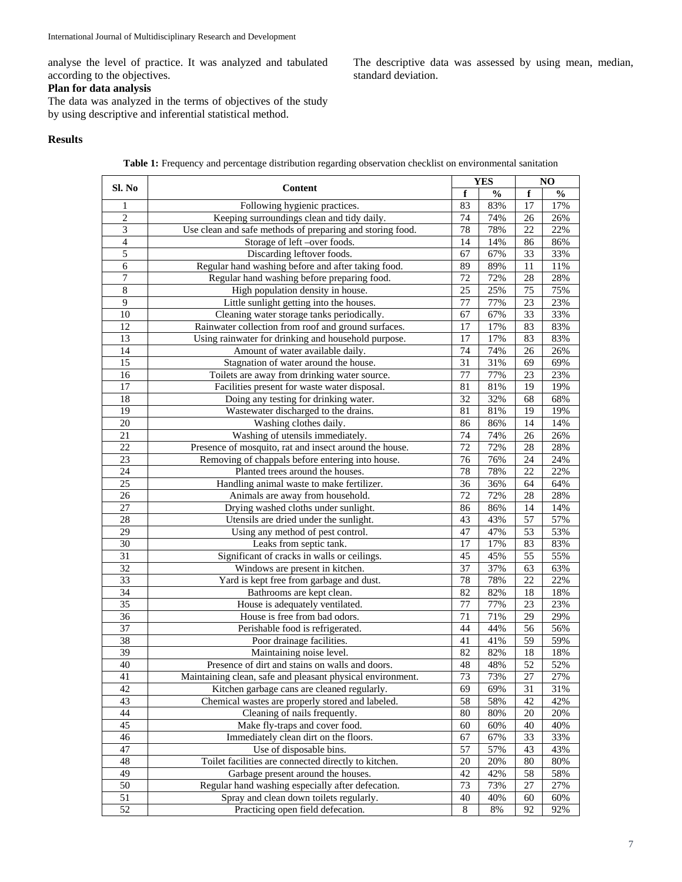analyse the level of practice. It was analyzed and tabulated according to the objectives.

**Plan for data analysis**

The data was analyzed in the terms of objectives of the study by using descriptive and inferential statistical method.

The descriptive data was assessed by using mean, median, standard deviation.

**Results**

**Table 1:** Frequency and percentage distribution regarding observation checklist on environmental sanitation

| Sl. No | Content | YES | | NO | |
|---|---|---|---|---|---|
| | | f | % | f | % |
| 1 | Following hygienic practices. | 83 | 83% | 17 | 17% |
| 2 | Keeping surroundings clean and tidy daily. | 74 | 74% | 26 | 26% |
| 3 | Use clean and safe methods of preparing and storing food. | 78 | 78% | 22 | 22% |
| 4 | Storage of left –over foods. | 14 | 14% | 86 | 86% |
| 5 | Discarding leftover foods. | 67 | 67% | 33 | 33% |
| 6 | Regular hand washing before and after taking food. | 89 | 89% | 11 | 11% |
| 7 | Regular hand washing before preparing food. | 72 | 72% | 28 | 28% |
| 8 | High population density in house. | 25 | 25% | 75 | 75% |
| 9 | Little sunlight getting into the houses. | 77 | 77% | 23 | 23% |
| 10 | Cleaning water storage tanks periodically. | 67 | 67% | 33 | 33% |
| 12 | Rainwater collection from roof and ground surfaces. | 17 | 17% | 83 | 83% |
| 13 | Using rainwater for drinking and household purpose. | 17 | 17% | 83 | 83% |
| 14 | Amount of water available daily. | 74 | 74% | 26 | 26% |
| 15 | Stagnation of water around the house. | 31 | 31% | 69 | 69% |
| 16 | Toilets are away from drinking water source. | 77 | 77% | 23 | 23% |
| 17 | Facilities present for waste water disposal. | 81 | 81% | 19 | 19% |
| 18 | Doing any testing for drinking water. | 32 | 32% | 68 | 68% |
| 19 | Wastewater discharged to the drains. | 81 | 81% | 19 | 19% |
| 20 | Washing clothes daily. | 86 | 86% | 14 | 14% |
| 21 | Washing of utensils immediately. | 74 | 74% | 26 | 26% |
| 22 | Presence of mosquito, rat and insect around the house. | 72 | 72% | 28 | 28% |
| 23 | Removing of chappals before entering into house. | 76 | 76% | 24 | 24% |
| 24 | Planted trees around the houses. | 78 | 78% | 22 | 22% |
| 25 | Handling animal waste to make fertilizer. | 36 | 36% | 64 | 64% |
| 26 | Animals are away from household. | 72 | 72% | 28 | 28% |
| 27 | Drying washed cloths under sunlight. | 86 | 86% | 14 | 14% |
| 28 | Utensils are dried under the sunlight. | 43 | 43% | 57 | 57% |
| 29 | Using any method of pest control. | 47 | 47% | 53 | 53% |
| 30 | Leaks from septic tank. | 17 | 17% | 83 | 83% |
| 31 | Significant of cracks in walls or ceilings. | 45 | 45% | 55 | 55% |
| 32 | Windows are present in kitchen. | 37 | 37% | 63 | 63% |
| 33 | Yard is kept free from garbage and dust. | 78 | 78% | 22 | 22% |
| 34 | Bathrooms are kept clean. | 82 | 82% | 18 | 18% |
| 35 | House is adequately ventilated. | 77 | 77% | 23 | 23% |
| 36 | House is free from bad odors. | 71 | 71% | 29 | 29% |
| 37 | Perishable food is refrigerated. | 44 | 44% | 56 | 56% |
| 38 | Poor drainage facilities. | 41 | 41% | 59 | 59% |
| 39 | Maintaining noise level. | 82 | 82% | 18 | 18% |
| 40 | Presence of dirt and stains on walls and doors. | 48 | 48% | 52 | 52% |
| 41 | Maintaining clean, safe and pleasant physical environment. | 73 | 73% | 27 | 27% |
| 42 | Kitchen garbage cans are cleaned regularly. | 69 | 69% | 31 | 31% |
| 43 | Chemical wastes are properly stored and labeled. | 58 | 58% | 42 | 42% |
| 44 | Cleaning of nails frequently. | 80 | 80% | 20 | 20% |
| 45 | Make fly-traps and cover food. | 60 | 60% | 40 | 40% |
| 46 | Immediately clean dirt on the floors. | 67 | 67% | 33 | 33% |
| 47 | Use of disposable bins. | 57 | 57% | 43 | 43% |
| 48 | Toilet facilities are connected directly to kitchen. | 20 | 20% | 80 | 80% |
| 49 | Garbage present around the houses. | 42 | 42% | 58 | 58% |
| 50 | Regular hand washing especially after defecation. | 73 | 73% | 27 | 27% |
| 51 | Spray and clean down toilets regularly. | 40 | 40% | 60 | 60% |
| 52 | Practicing open field defecation. | 8 | 8% | 92 | 92% |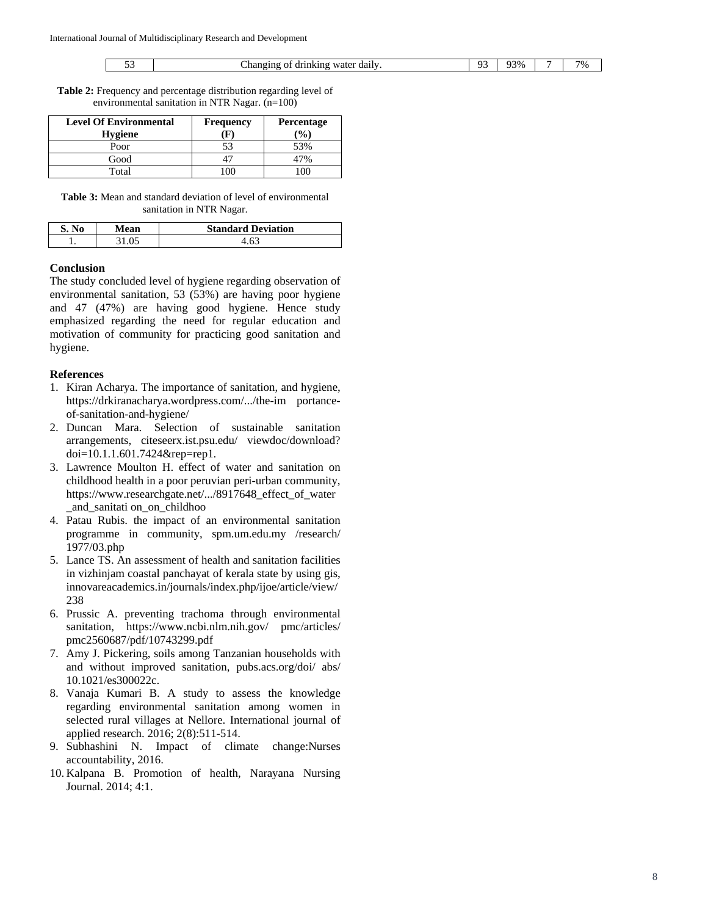| | | | | | |
|---|---|---|---|---|---|
| 53 | Changing of drinking water daily. | 93 | 93% | 7 | 7% |

**Table 2:** Frequency and percentage distribution regarding level of environmental sanitation in NTR Nagar. (n=100)

| Level Of Environmental Hygiene | Frequency (F) | Percentage (%) |
|---|---|---|
| Poor | 53 | 53% |
| Good | 47 | 47% |
| Total | 100 | 100 |

**Table 3:** Mean and standard deviation of level of environmental sanitation in NTR Nagar.

| S. No | Mean | Standard Deviation |
|---|---|---|
| 1. | 31.05 | 4.63 |

## Conclusion

The study concluded level of hygiene regarding observation of environmental sanitation, 53 (53%) are having poor hygiene and 47 (47%) are having good hygiene. Hence study emphasized regarding the need for regular education and motivation of community for practicing good sanitation and hygiene.

## References

1. Kiran Acharya. The importance of sanitation, and hygiene, https://drkiranacharya.wordpress.com/.../the-im portance-of-sanitation-and-hygiene/
2. Duncan Mara. Selection of sustainable sanitation arrangements, citeseerx.ist.psu.edu/ viewdoc/download? doi=10.1.1.601.7424&rep=rep1.
3. Lawrence Moulton H. effect of water and sanitation on childhood health in a poor peruvian peri-urban community, https://www.researchgate.net/.../8917648_effect_of_water _and_sanitati on_on_childhoo
4. Patau Rubis. the impact of an environmental sanitation programme in community, spm.um.edu.my /research/ 1977/03.php
5. Lance TS. An assessment of health and sanitation facilities in vizhinjam coastal panchayat of kerala state by using gis, innovareacademics.in/journals/index.php/ijoe/article/view/ 238
6. Prussic A. preventing trachoma through environmental sanitation, https://www.ncbi.nlm.nih.gov/ pmc/articles/ pmc2560687/pdf/10743299.pdf
7. Amy J. Pickering, soils among Tanzanian households with and without improved sanitation, pubs.acs.org/doi/ abs/ 10.1021/es300022c.
8. Vanaja Kumari B. A study to assess the knowledge regarding environmental sanitation among women in selected rural villages at Nellore. International journal of applied research. 2016; 2(8):511-514.
9. Subhashini N. Impact of climate change:Nurses accountability, 2016.
10. Kalpana B. Promotion of health, Narayana Nursing Journal. 2014; 4:1.